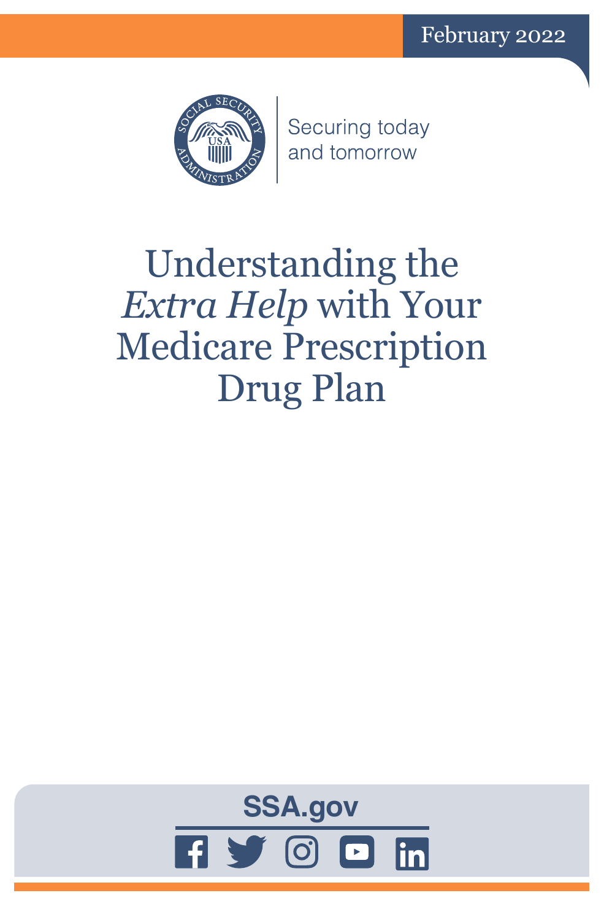February 2022

Securing today and tomorrow

# Understanding the *Extra Help* with Your Medicare Prescription Drug Plan

SSA.gov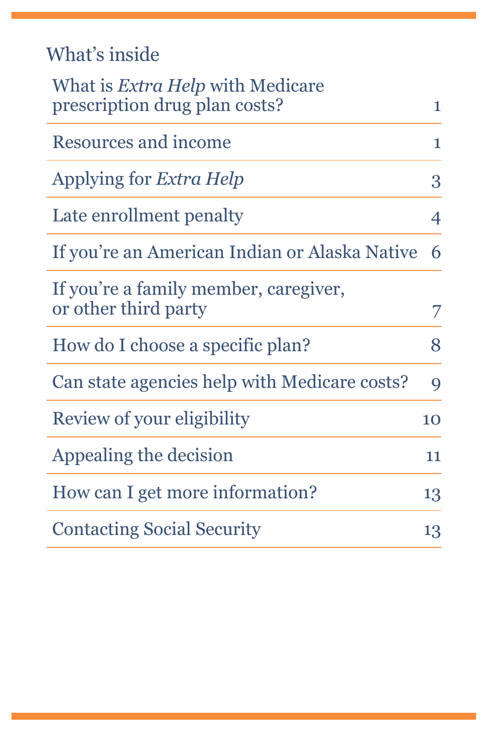## What's inside

| | |
|---|---|
| What is *Extra Help* with Medicare prescription drug plan costs? | 1 |
| Resources and income | 1 |
| Applying for *Extra Help* | 3 |
| Late enrollment penalty | 4 |
| If you're an American Indian or Alaska Native | 6 |
| If you're a family member, caregiver, or other third party | 7 |
| How do I choose a specific plan? | 8 |
| Can state agencies help with Medicare costs? | 9 |
| Review of your eligibility | 10 |
| Appealing the decision | 11 |
| How can I get more information? | 13 |
| Contacting Social Security | 13 |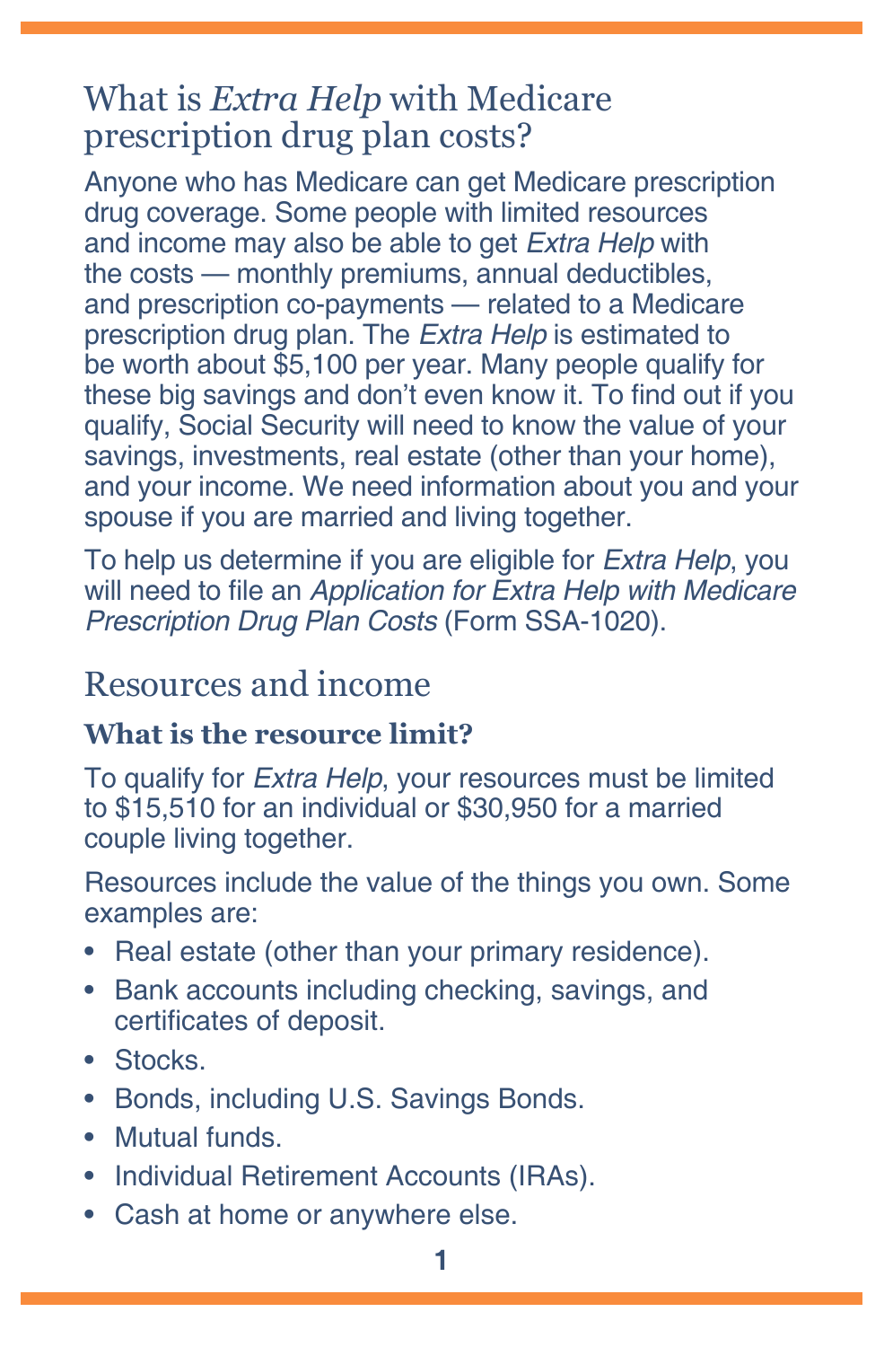## What is *Extra Help* with Medicare prescription drug plan costs?

Anyone who has Medicare can get Medicare prescription drug coverage. Some people with limited resources and income may also be able to get *Extra Help* with the costs — monthly premiums, annual deductibles, and prescription co-payments — related to a Medicare prescription drug plan. The *Extra Help* is estimated to be worth about $5,100 per year. Many people qualify for these big savings and don't even know it. To find out if you qualify, Social Security will need to know the value of your savings, investments, real estate (other than your home), and your income. We need information about you and your spouse if you are married and living together.

To help us determine if you are eligible for *Extra Help*, you will need to file an *Application for Extra Help with Medicare Prescription Drug Plan Costs* (Form SSA-1020).

## Resources and income

### What is the resource limit?

To qualify for *Extra Help*, your resources must be limited to $15,510 for an individual or $30,950 for a married couple living together.

Resources include the value of the things you own. Some examples are:

- Real estate (other than your primary residence).
- Bank accounts including checking, savings, and certificates of deposit.
- Stocks.
- Bonds, including U.S. Savings Bonds.
- Mutual funds.
- Individual Retirement Accounts (IRAs).
- Cash at home or anywhere else.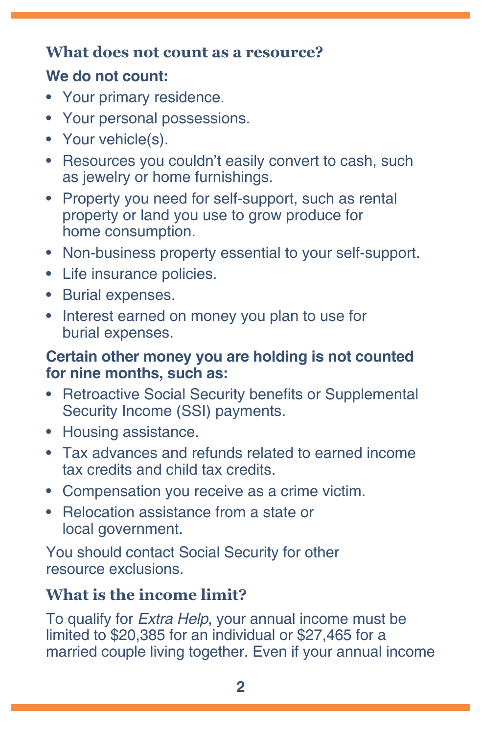### What does not count as a resource?

**We do not count:**

- Your primary residence.
- Your personal possessions.
- Your vehicle(s).
- Resources you couldn't easily convert to cash, such as jewelry or home furnishings.
- Property you need for self-support, such as rental property or land you use to grow produce for home consumption.
- Non-business property essential to your self-support.
- Life insurance policies.
- Burial expenses.
- Interest earned on money you plan to use for burial expenses.

**Certain other money you are holding is not counted for nine months, such as:**

- Retroactive Social Security benefits or Supplemental Security Income (SSI) payments.
- Housing assistance.
- Tax advances and refunds related to earned income tax credits and child tax credits.
- Compensation you receive as a crime victim.
- Relocation assistance from a state or local government.

You should contact Social Security for other resource exclusions.

### What is the income limit?

To qualify for *Extra Help*, your annual income must be limited to $20,385 for an individual or $27,465 for a married couple living together. Even if your annual income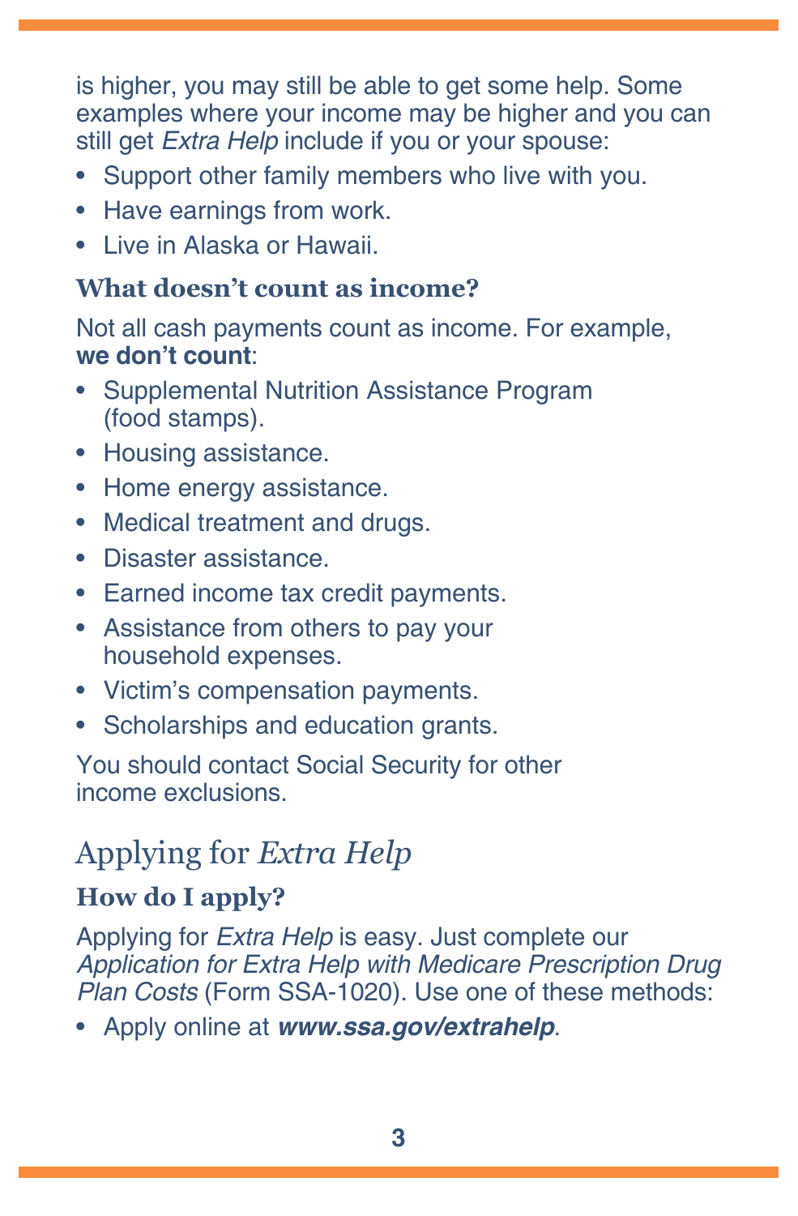is higher, you may still be able to get some help. Some examples where your income may be higher and you can still get *Extra Help* include if you or your spouse:

- Support other family members who live with you.
- Have earnings from work.
- Live in Alaska or Hawaii.

### What doesn't count as income?

Not all cash payments count as income. For example, **we don't count**:

- Supplemental Nutrition Assistance Program (food stamps).
- Housing assistance.
- Home energy assistance.
- Medical treatment and drugs.
- Disaster assistance.
- Earned income tax credit payments.
- Assistance from others to pay your household expenses.
- Victim's compensation payments.
- Scholarships and education grants.

You should contact Social Security for other income exclusions.

## Applying for *Extra Help*

### How do I apply?

Applying for *Extra Help* is easy. Just complete our *Application for Extra Help with Medicare Prescription Drug Plan Costs* (Form SSA-1020). Use one of these methods:

- Apply online at ***www.ssa.gov/extrahelp***.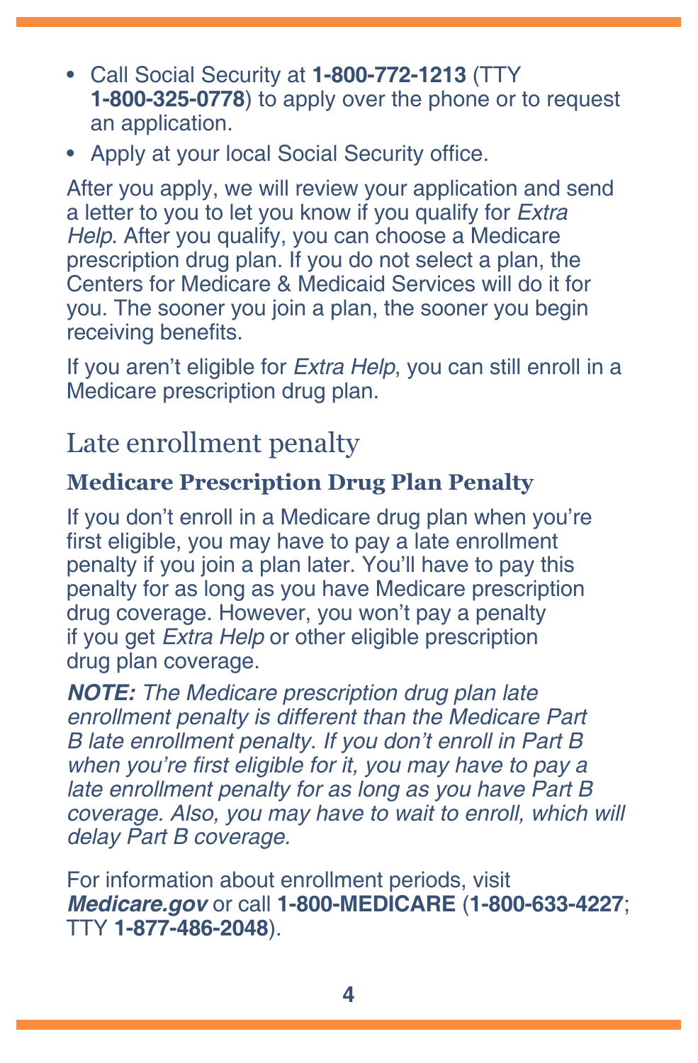- Call Social Security at **1-800-772-1213** (TTY **1-800-325-0778**) to apply over the phone or to request an application.
- Apply at your local Social Security office.

After you apply, we will review your application and send a letter to you to let you know if you qualify for *Extra Help*. After you qualify, you can choose a Medicare prescription drug plan. If you do not select a plan, the Centers for Medicare & Medicaid Services will do it for you. The sooner you join a plan, the sooner you begin receiving benefits.

If you aren't eligible for *Extra Help*, you can still enroll in a Medicare prescription drug plan.

## Late enrollment penalty

### Medicare Prescription Drug Plan Penalty

If you don't enroll in a Medicare drug plan when you're first eligible, you may have to pay a late enrollment penalty if you join a plan later. You'll have to pay this penalty for as long as you have Medicare prescription drug coverage. However, you won't pay a penalty if you get *Extra Help* or other eligible prescription drug plan coverage.

***NOTE:*** *The Medicare prescription drug plan late enrollment penalty is different than the Medicare Part B late enrollment penalty. If you don't enroll in Part B when you're first eligible for it, you may have to pay a late enrollment penalty for as long as you have Part B coverage. Also, you may have to wait to enroll, which will delay Part B coverage.*

For information about enrollment periods, visit ***Medicare.gov*** or call **1-800-MEDICARE** (**1-800-633-4227**; TTY **1-877-486-2048**).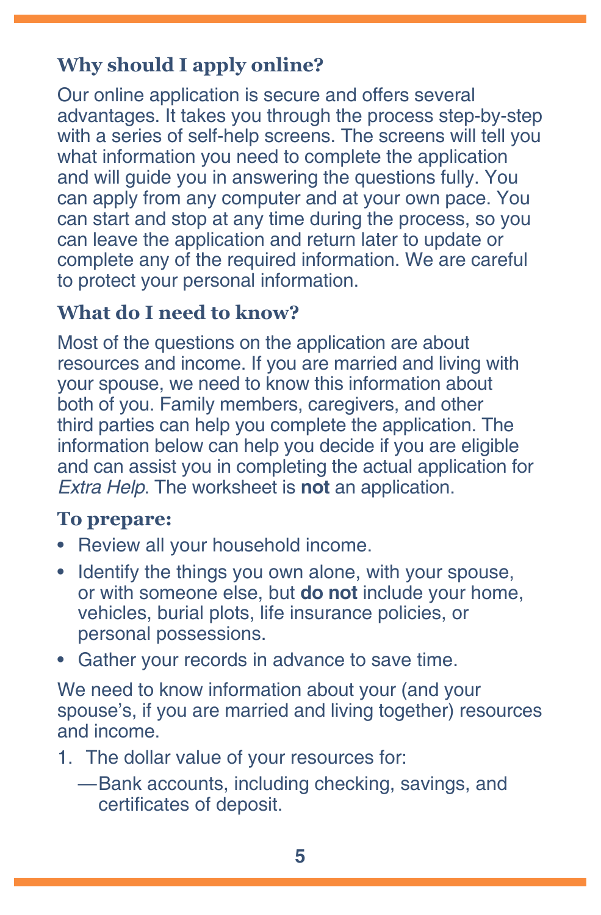### Why should I apply online?

Our online application is secure and offers several advantages. It takes you through the process step-by-step with a series of self-help screens. The screens will tell you what information you need to complete the application and will guide you in answering the questions fully. You can apply from any computer and at your own pace. You can start and stop at any time during the process, so you can leave the application and return later to update or complete any of the required information. We are careful to protect your personal information.

### What do I need to know?

Most of the questions on the application are about resources and income. If you are married and living with your spouse, we need to know this information about both of you. Family members, caregivers, and other third parties can help you complete the application. The information below can help you decide if you are eligible and can assist you in completing the actual application for *Extra Help*. The worksheet is **not** an application.

### To prepare:

- Review all your household income.
- Identify the things you own alone, with your spouse, or with someone else, but **do not** include your home, vehicles, burial plots, life insurance policies, or personal possessions.
- Gather your records in advance to save time.

We need to know information about your (and your spouse's, if you are married and living together) resources and income.

1. The dollar value of your resources for:
   —Bank accounts, including checking, savings, and certificates of deposit.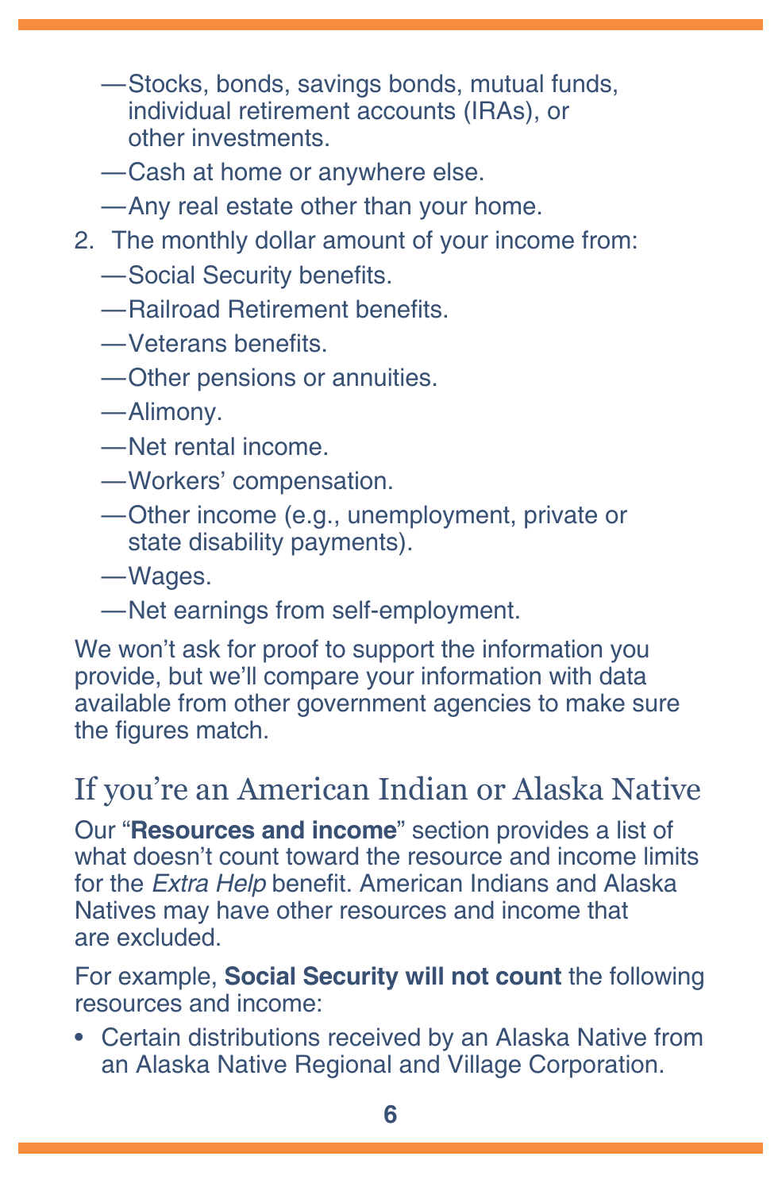- Stocks, bonds, savings bonds, mutual funds, individual retirement accounts (IRAs), or other investments.
- Cash at home or anywhere else.
- Any real estate other than your home.

2. The monthly dollar amount of your income from:
   - Social Security benefits.
   - Railroad Retirement benefits.
   - Veterans benefits.
   - Other pensions or annuities.
   - Alimony.
   - Net rental income.
   - Workers' compensation.
   - Other income (e.g., unemployment, private or state disability payments).
   - Wages.
   - Net earnings from self-employment.

We won't ask for proof to support the information you provide, but we'll compare your information with data available from other government agencies to make sure the figures match.

## If you're an American Indian or Alaska Native

Our "**Resources and income**" section provides a list of what doesn't count toward the resource and income limits for the *Extra Help* benefit. American Indians and Alaska Natives may have other resources and income that are excluded.

For example, **Social Security will not count** the following resources and income:

- Certain distributions received by an Alaska Native from an Alaska Native Regional and Village Corporation.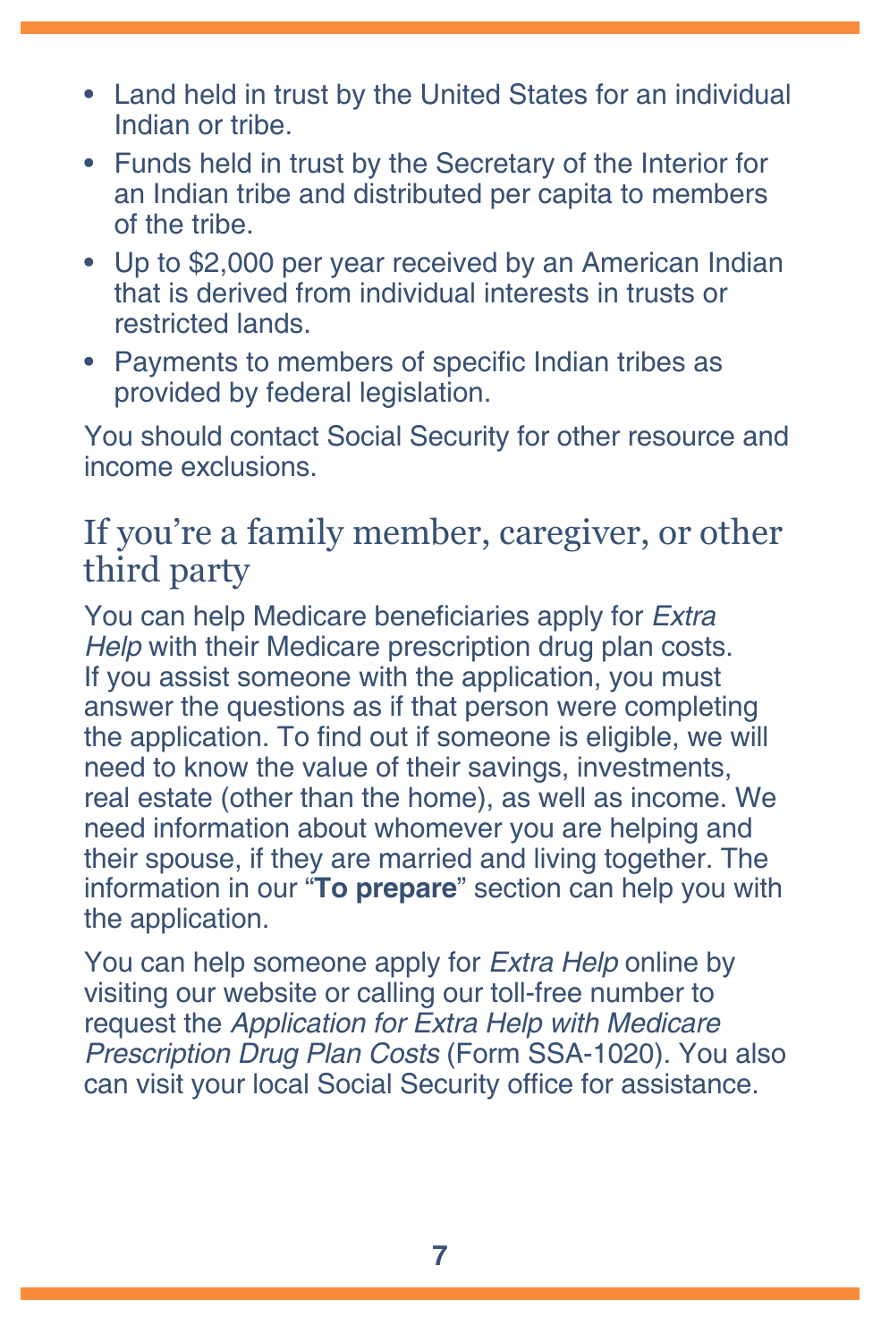- Land held in trust by the United States for an individual Indian or tribe.
- Funds held in trust by the Secretary of the Interior for an Indian tribe and distributed per capita to members of the tribe.
- Up to $2,000 per year received by an American Indian that is derived from individual interests in trusts or restricted lands.
- Payments to members of specific Indian tribes as provided by federal legislation.

You should contact Social Security for other resource and income exclusions.

## If you're a family member, caregiver, or other third party

You can help Medicare beneficiaries apply for *Extra Help* with their Medicare prescription drug plan costs. If you assist someone with the application, you must answer the questions as if that person were completing the application. To find out if someone is eligible, we will need to know the value of their savings, investments, real estate (other than the home), as well as income. We need information about whomever you are helping and their spouse, if they are married and living together. The information in our "**To prepare**" section can help you with the application.

You can help someone apply for *Extra Help* online by visiting our website or calling our toll-free number to request the *Application for Extra Help with Medicare Prescription Drug Plan Costs* (Form SSA-1020). You also can visit your local Social Security office for assistance.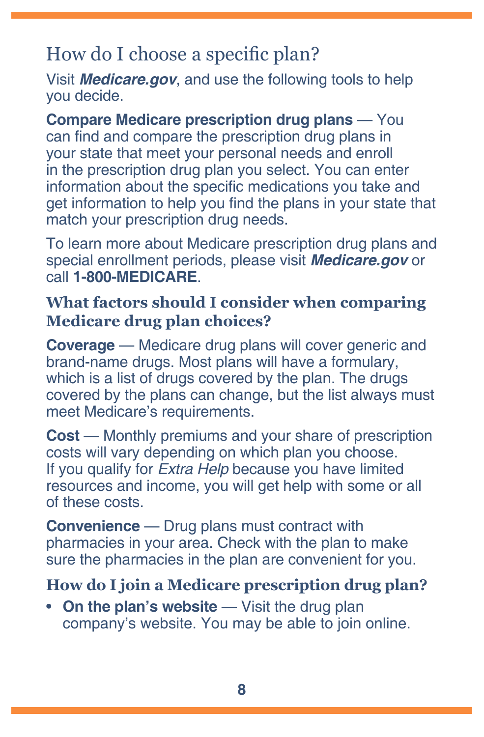## How do I choose a specific plan?

Visit ***Medicare.gov***, and use the following tools to help you decide.

**Compare Medicare prescription drug plans** — You can find and compare the prescription drug plans in your state that meet your personal needs and enroll in the prescription drug plan you select. You can enter information about the specific medications you take and get information to help you find the plans in your state that match your prescription drug needs.

To learn more about Medicare prescription drug plans and special enrollment periods, please visit ***Medicare.gov*** or call **1-800-MEDICARE**.

### What factors should I consider when comparing Medicare drug plan choices?

**Coverage** — Medicare drug plans will cover generic and brand-name drugs. Most plans will have a formulary, which is a list of drugs covered by the plan. The drugs covered by the plans can change, but the list always must meet Medicare's requirements.

**Cost** — Monthly premiums and your share of prescription costs will vary depending on which plan you choose. If you qualify for *Extra Help* because you have limited resources and income, you will get help with some or all of these costs.

**Convenience** — Drug plans must contract with pharmacies in your area. Check with the plan to make sure the pharmacies in the plan are convenient for you.

### How do I join a Medicare prescription drug plan?

- **On the plan's website** — Visit the drug plan company's website. You may be able to join online.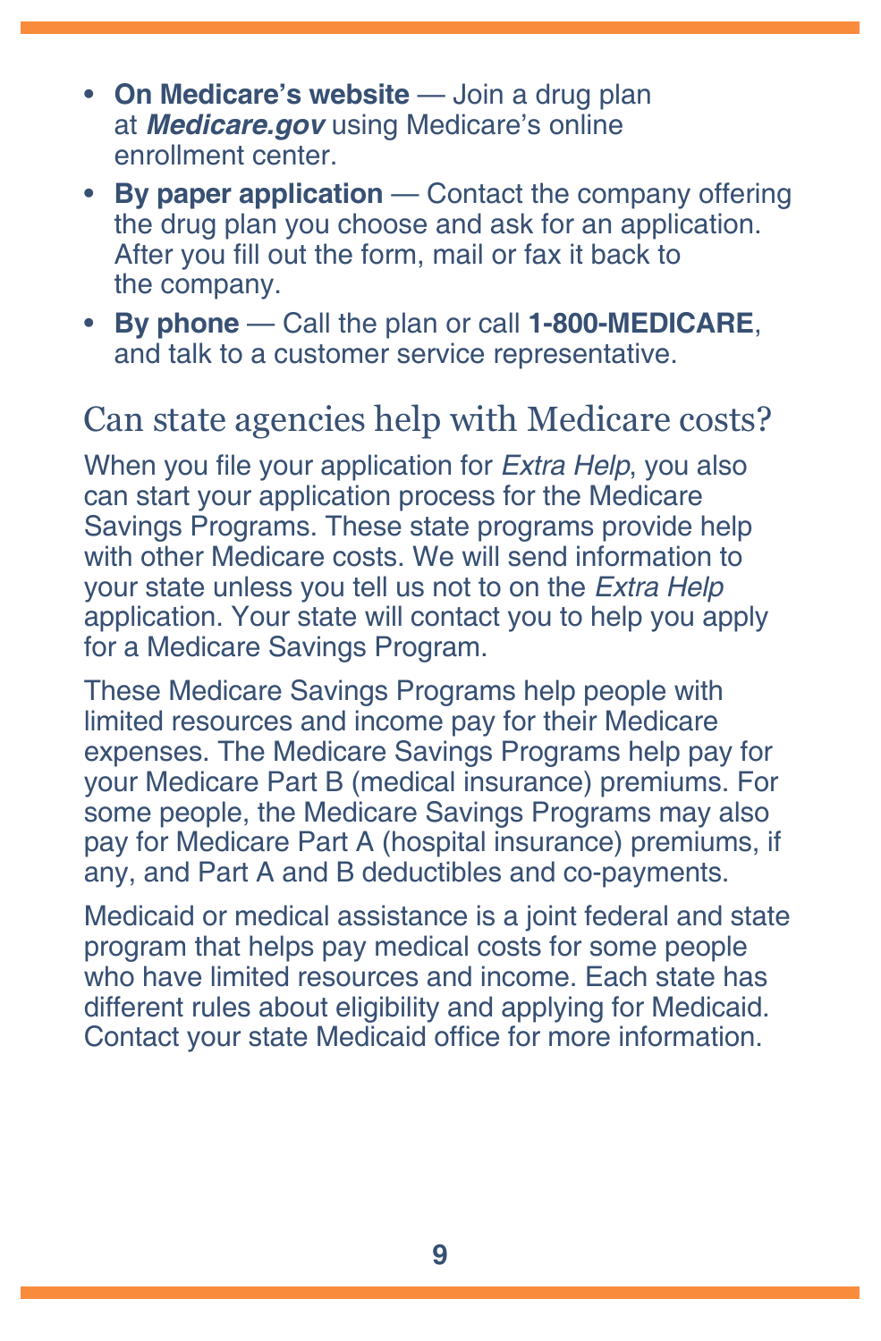- **On Medicare's website** — Join a drug plan at ***Medicare.gov*** using Medicare's online enrollment center.
- **By paper application** — Contact the company offering the drug plan you choose and ask for an application. After you fill out the form, mail or fax it back to the company.
- **By phone** — Call the plan or call **1-800-MEDICARE**, and talk to a customer service representative.

## Can state agencies help with Medicare costs?

When you file your application for *Extra Help*, you also can start your application process for the Medicare Savings Programs. These state programs provide help with other Medicare costs. We will send information to your state unless you tell us not to on the *Extra Help* application. Your state will contact you to help you apply for a Medicare Savings Program.

These Medicare Savings Programs help people with limited resources and income pay for their Medicare expenses. The Medicare Savings Programs help pay for your Medicare Part B (medical insurance) premiums. For some people, the Medicare Savings Programs may also pay for Medicare Part A (hospital insurance) premiums, if any, and Part A and B deductibles and co-payments.

Medicaid or medical assistance is a joint federal and state program that helps pay medical costs for some people who have limited resources and income. Each state has different rules about eligibility and applying for Medicaid. Contact your state Medicaid office for more information.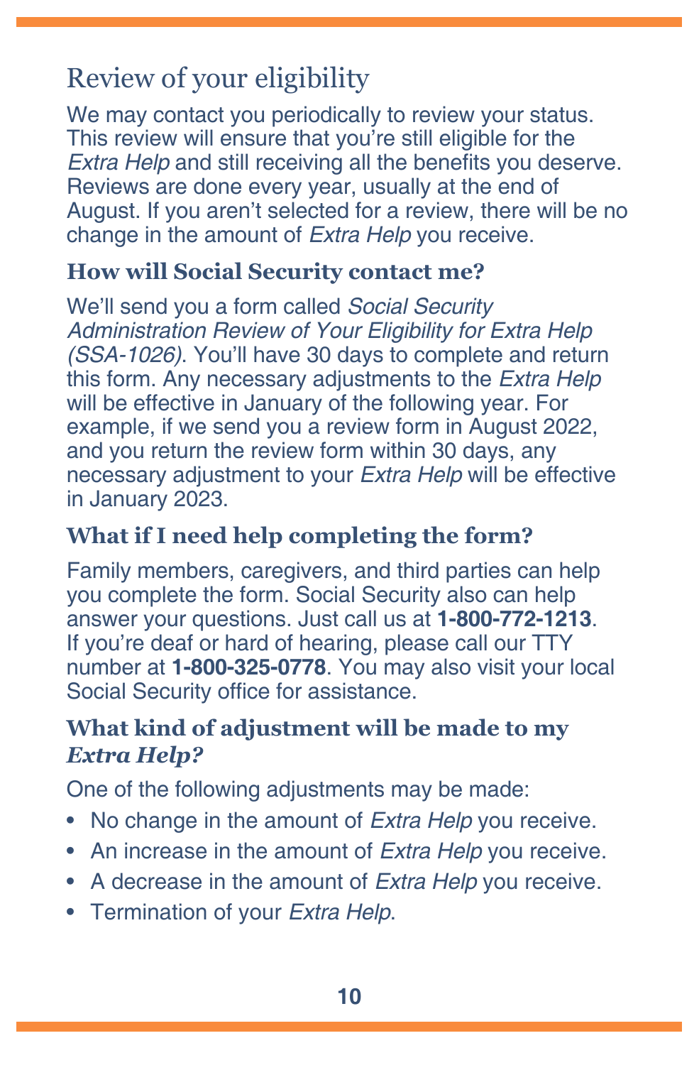## Review of your eligibility

We may contact you periodically to review your status. This review will ensure that you're still eligible for the *Extra Help* and still receiving all the benefits you deserve. Reviews are done every year, usually at the end of August. If you aren't selected for a review, there will be no change in the amount of *Extra Help* you receive.

### How will Social Security contact me?

We'll send you a form called *Social Security Administration Review of Your Eligibility for Extra Help (SSA-1026)*. You'll have 30 days to complete and return this form. Any necessary adjustments to the *Extra Help* will be effective in January of the following year. For example, if we send you a review form in August 2022, and you return the review form within 30 days, any necessary adjustment to your *Extra Help* will be effective in January 2023.

### What if I need help completing the form?

Family members, caregivers, and third parties can help you complete the form. Social Security also can help answer your questions. Just call us at **1-800-772-1213**. If you're deaf or hard of hearing, please call our TTY number at **1-800-325-0778**. You may also visit your local Social Security office for assistance.

### What kind of adjustment will be made to my *Extra Help?*

One of the following adjustments may be made:

- No change in the amount of *Extra Help* you receive.
- An increase in the amount of *Extra Help* you receive.
- A decrease in the amount of *Extra Help* you receive.
- Termination of your *Extra Help*.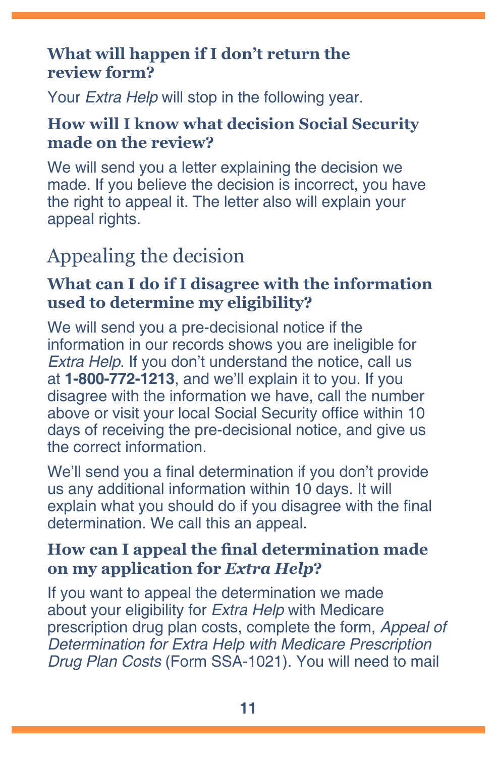### What will happen if I don't return the review form?

Your *Extra Help* will stop in the following year.

### How will I know what decision Social Security made on the review?

We will send you a letter explaining the decision we made. If you believe the decision is incorrect, you have the right to appeal it. The letter also will explain your appeal rights.

## Appealing the decision

### What can I do if I disagree with the information used to determine my eligibility?

We will send you a pre-decisional notice if the information in our records shows you are ineligible for *Extra Help*. If you don't understand the notice, call us at **1-800-772-1213**, and we'll explain it to you. If you disagree with the information we have, call the number above or visit your local Social Security office within 10 days of receiving the pre-decisional notice, and give us the correct information.

We'll send you a final determination if you don't provide us any additional information within 10 days. It will explain what you should do if you disagree with the final determination. We call this an appeal.

### How can I appeal the final determination made on my application for *Extra Help*?

If you want to appeal the determination we made about your eligibility for *Extra Help* with Medicare prescription drug plan costs, complete the form, *Appeal of Determination for Extra Help with Medicare Prescription Drug Plan Costs* (Form SSA-1021). You will need to mail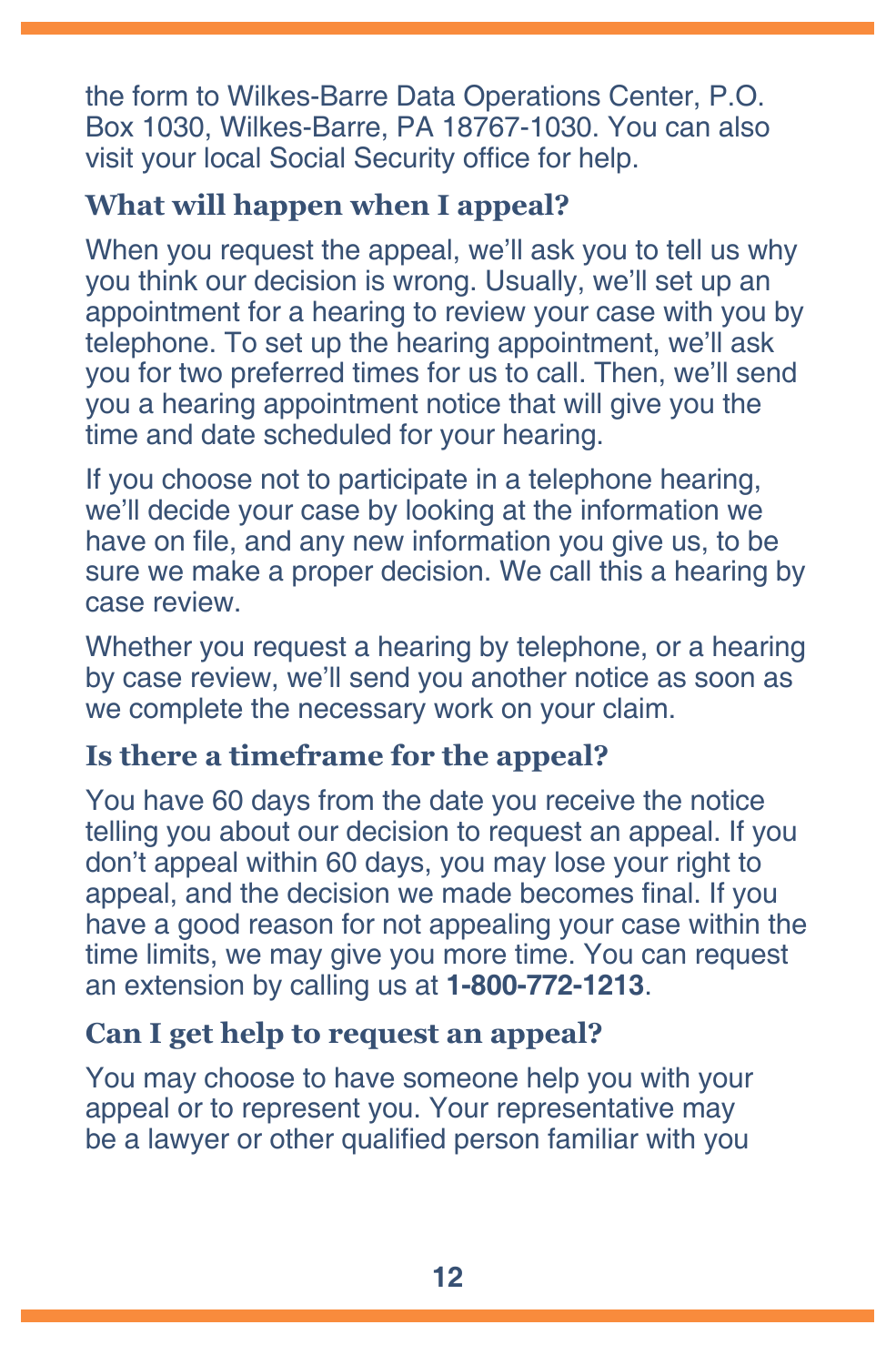the form to Wilkes-Barre Data Operations Center, P.O. Box 1030, Wilkes-Barre, PA 18767-1030. You can also visit your local Social Security office for help.

### What will happen when I appeal?

When you request the appeal, we'll ask you to tell us why you think our decision is wrong. Usually, we'll set up an appointment for a hearing to review your case with you by telephone. To set up the hearing appointment, we'll ask you for two preferred times for us to call. Then, we'll send you a hearing appointment notice that will give you the time and date scheduled for your hearing.

If you choose not to participate in a telephone hearing, we'll decide your case by looking at the information we have on file, and any new information you give us, to be sure we make a proper decision. We call this a hearing by case review.

Whether you request a hearing by telephone, or a hearing by case review, we'll send you another notice as soon as we complete the necessary work on your claim.

### Is there a timeframe for the appeal?

You have 60 days from the date you receive the notice telling you about our decision to request an appeal. If you don't appeal within 60 days, you may lose your right to appeal, and the decision we made becomes final. If you have a good reason for not appealing your case within the time limits, we may give you more time. You can request an extension by calling us at **1-800-772-1213**.

### Can I get help to request an appeal?

You may choose to have someone help you with your appeal or to represent you. Your representative may be a lawyer or other qualified person familiar with you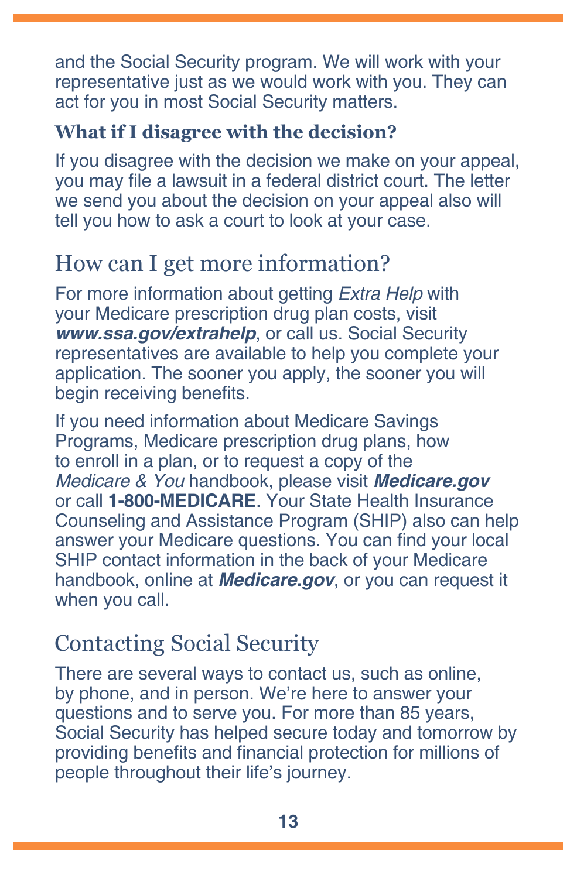and the Social Security program. We will work with your representative just as we would work with you. They can act for you in most Social Security matters.

### What if I disagree with the decision?

If you disagree with the decision we make on your appeal, you may file a lawsuit in a federal district court. The letter we send you about the decision on your appeal also will tell you how to ask a court to look at your case.

## How can I get more information?

For more information about getting *Extra Help* with your Medicare prescription drug plan costs, visit ***www.ssa.gov/extrahelp***, or call us. Social Security representatives are available to help you complete your application. The sooner you apply, the sooner you will begin receiving benefits.

If you need information about Medicare Savings Programs, Medicare prescription drug plans, how to enroll in a plan, or to request a copy of the *Medicare & You* handbook, please visit ***Medicare.gov*** or call **1-800-MEDICARE**. Your State Health Insurance Counseling and Assistance Program (SHIP) also can help answer your Medicare questions. You can find your local SHIP contact information in the back of your Medicare handbook, online at ***Medicare.gov***, or you can request it when you call.

## Contacting Social Security

There are several ways to contact us, such as online, by phone, and in person. We're here to answer your questions and to serve you. For more than 85 years, Social Security has helped secure today and tomorrow by providing benefits and financial protection for millions of people throughout their life's journey.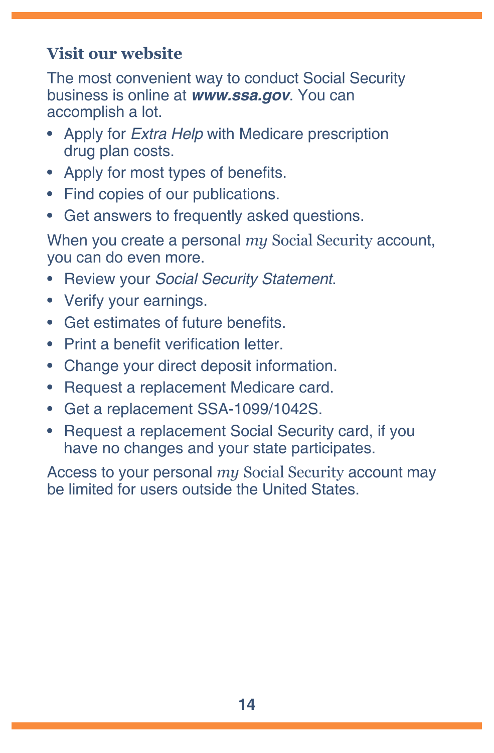### Visit our website

The most convenient way to conduct Social Security business is online at ***www.ssa.gov***. You can accomplish a lot.

- Apply for *Extra Help* with Medicare prescription drug plan costs.
- Apply for most types of benefits.
- Find copies of our publications.
- Get answers to frequently asked questions.

When you create a personal *my* Social Security account, you can do even more.

- Review your *Social Security Statement*.
- Verify your earnings.
- Get estimates of future benefits.
- Print a benefit verification letter.
- Change your direct deposit information.
- Request a replacement Medicare card.
- Get a replacement SSA-1099/1042S.
- Request a replacement Social Security card, if you have no changes and your state participates.

Access to your personal *my* Social Security account may be limited for users outside the United States.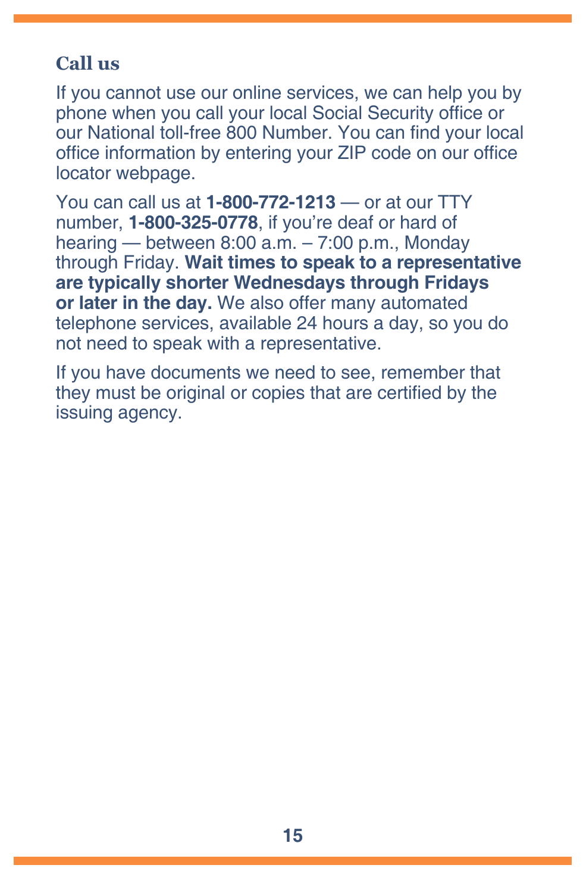## Call us

If you cannot use our online services, we can help you by phone when you call your local Social Security office or our National toll-free 800 Number. You can find your local office information by entering your ZIP code on our office locator webpage.

You can call us at **1-800-772-1213** — or at our TTY number, **1-800-325-0778**, if you're deaf or hard of hearing — between 8:00 a.m. – 7:00 p.m., Monday through Friday. **Wait times to speak to a representative are typically shorter Wednesdays through Fridays or later in the day.** We also offer many automated telephone services, available 24 hours a day, so you do not need to speak with a representative.

If you have documents we need to see, remember that they must be original or copies that are certified by the issuing agency.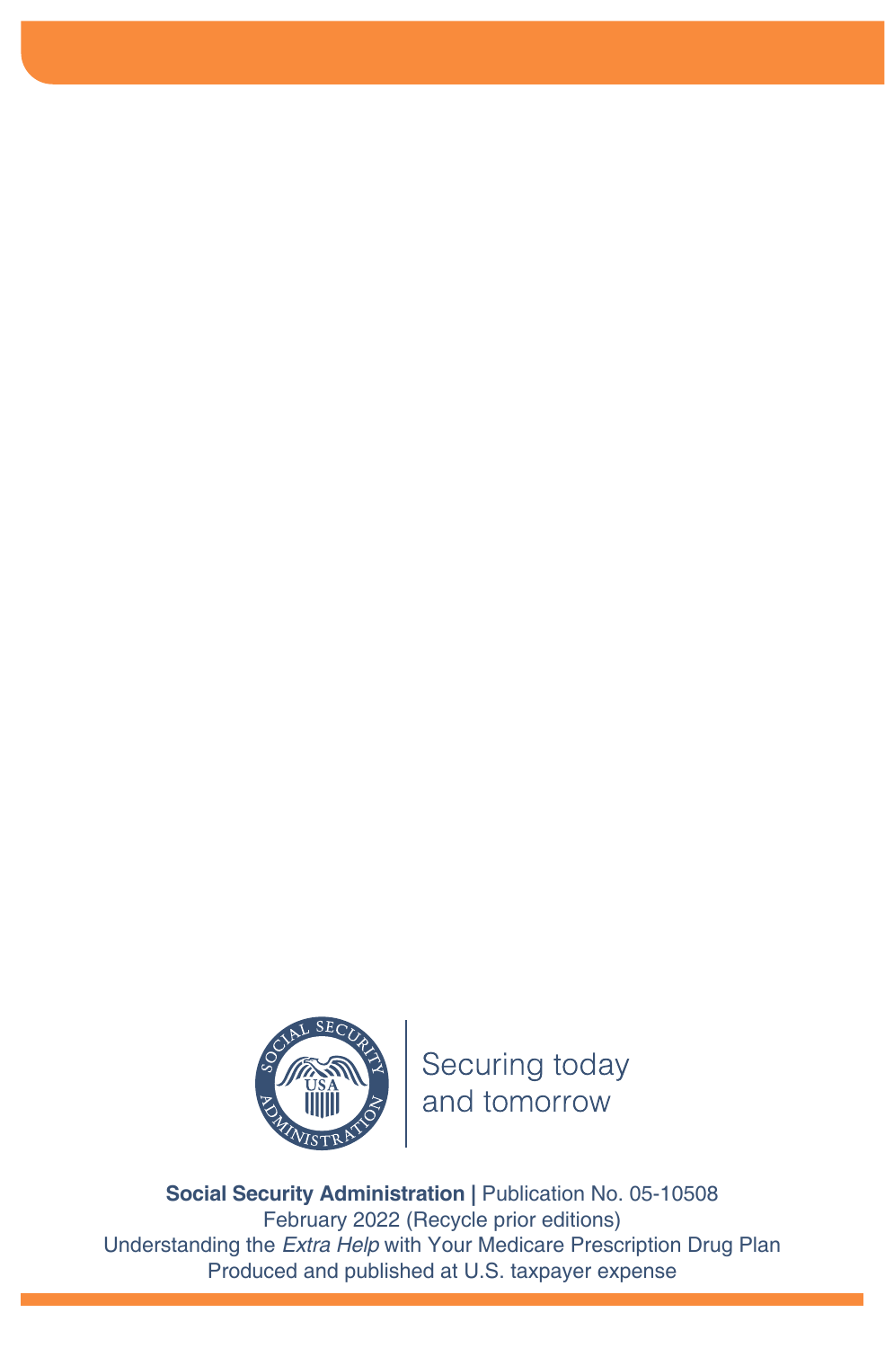Securing today
and tomorrow

**Social Security Administration |** Publication No. 05-10508
February 2022 (Recycle prior editions)
Understanding the *Extra Help* with Your Medicare Prescription Drug Plan
Produced and published at U.S. taxpayer expense